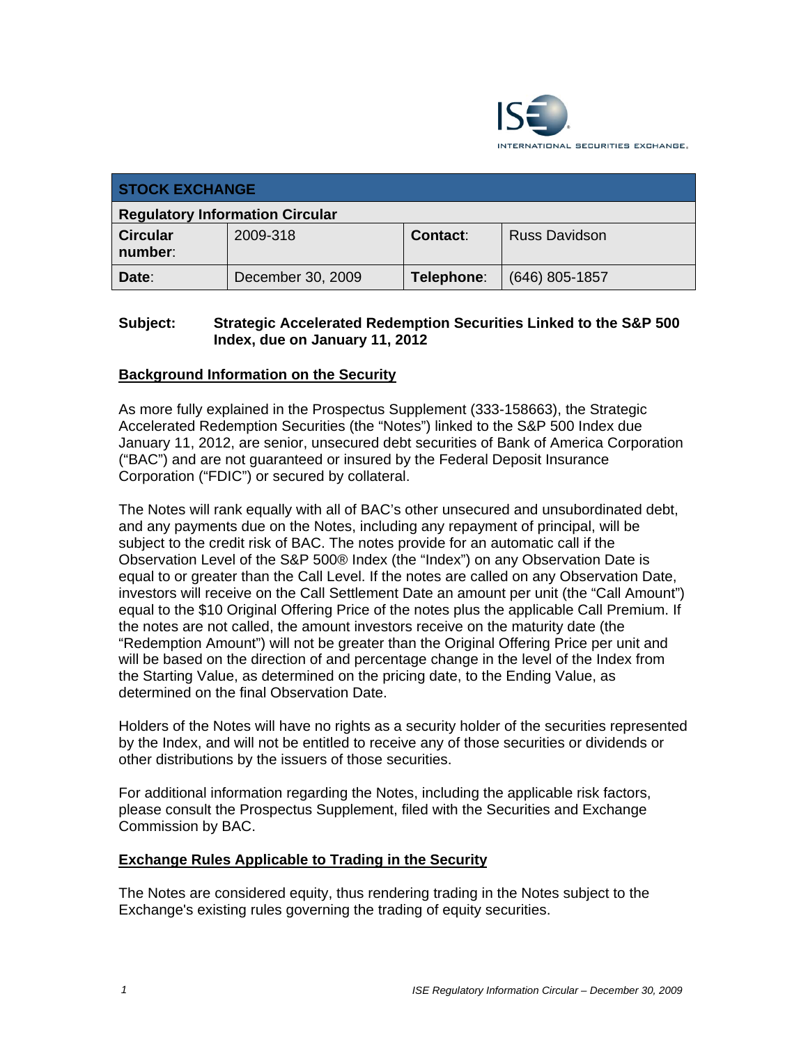| STOCK EXCHANGE | | | |
|---|---|---|---|
| **Regulatory Information Circular** | | | |
| **Circular number:** | 2009-318 | **Contact:** | Russ Davidson |
| **Date:** | December 30, 2009 | **Telephone:** | (646) 805-1857 |

**Subject: Strategic Accelerated Redemption Securities Linked to the S&P 500 Index, due on January 11, 2012**

## Background Information on the Security

As more fully explained in the Prospectus Supplement (333-158663), the Strategic Accelerated Redemption Securities (the "Notes") linked to the S&P 500 Index due January 11, 2012, are senior, unsecured debt securities of Bank of America Corporation ("BAC") and are not guaranteed or insured by the Federal Deposit Insurance Corporation ("FDIC") or secured by collateral.

The Notes will rank equally with all of BAC's other unsecured and unsubordinated debt, and any payments due on the Notes, including any repayment of principal, will be subject to the credit risk of BAC. The notes provide for an automatic call if the Observation Level of the S&P 500® Index (the "Index") on any Observation Date is equal to or greater than the Call Level. If the notes are called on any Observation Date, investors will receive on the Call Settlement Date an amount per unit (the "Call Amount") equal to the $10 Original Offering Price of the notes plus the applicable Call Premium. If the notes are not called, the amount investors receive on the maturity date (the "Redemption Amount") will not be greater than the Original Offering Price per unit and will be based on the direction of and percentage change in the level of the Index from the Starting Value, as determined on the pricing date, to the Ending Value, as determined on the final Observation Date.

Holders of the Notes will have no rights as a security holder of the securities represented by the Index, and will not be entitled to receive any of those securities or dividends or other distributions by the issuers of those securities.

For additional information regarding the Notes, including the applicable risk factors, please consult the Prospectus Supplement, filed with the Securities and Exchange Commission by BAC.

## Exchange Rules Applicable to Trading in the Security

The Notes are considered equity, thus rendering trading in the Notes subject to the Exchange's existing rules governing the trading of equity securities.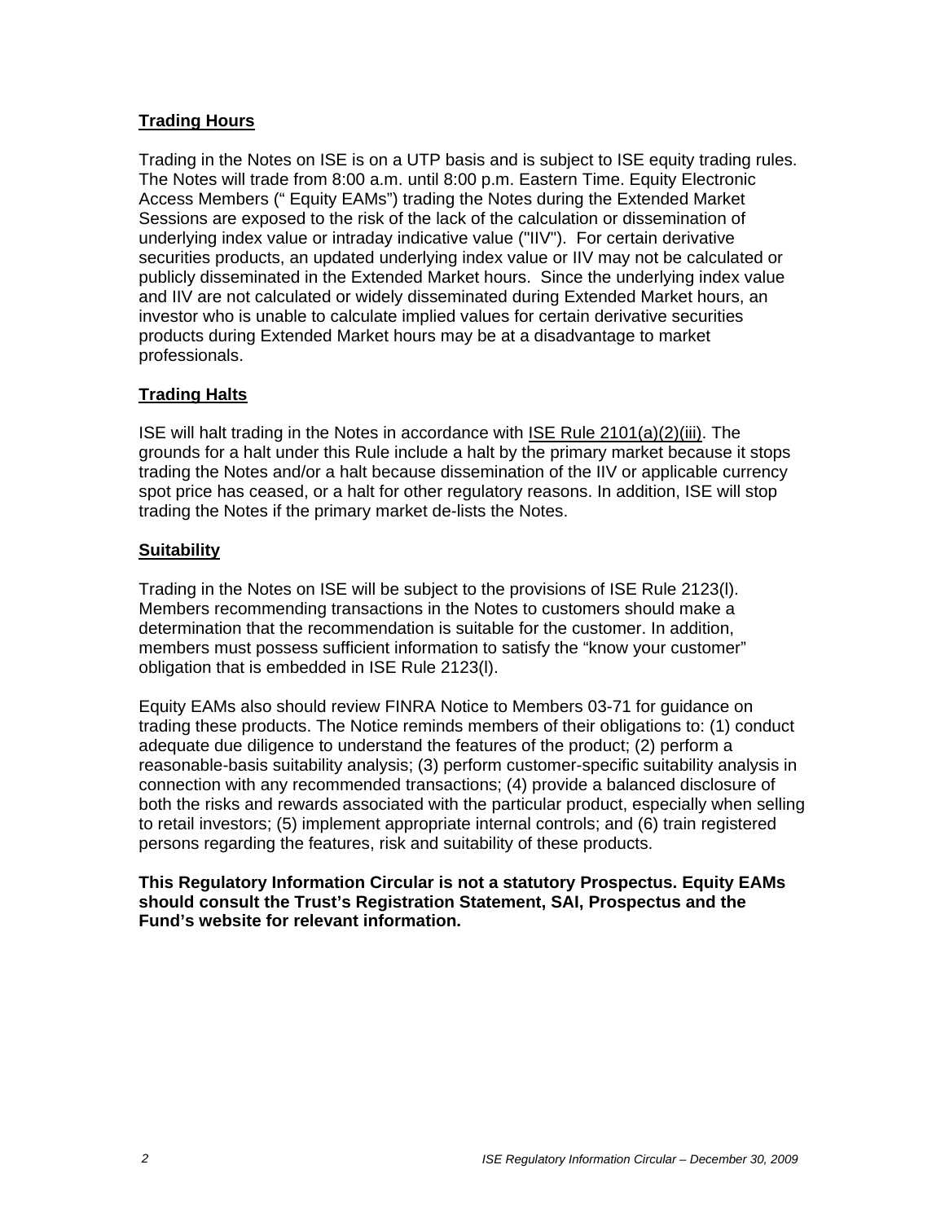## Trading Hours

Trading in the Notes on ISE is on a UTP basis and is subject to ISE equity trading rules. The Notes will trade from 8:00 a.m. until 8:00 p.m. Eastern Time. Equity Electronic Access Members (" Equity EAMs") trading the Notes during the Extended Market Sessions are exposed to the risk of the lack of the calculation or dissemination of underlying index value or intraday indicative value ("IIV"). For certain derivative securities products, an updated underlying index value or IIV may not be calculated or publicly disseminated in the Extended Market hours. Since the underlying index value and IIV are not calculated or widely disseminated during Extended Market hours, an investor who is unable to calculate implied values for certain derivative securities products during Extended Market hours may be at a disadvantage to market professionals.

## Trading Halts

ISE will halt trading in the Notes in accordance with ISE Rule 2101(a)(2)(iii). The grounds for a halt under this Rule include a halt by the primary market because it stops trading the Notes and/or a halt because dissemination of the IIV or applicable currency spot price has ceased, or a halt for other regulatory reasons. In addition, ISE will stop trading the Notes if the primary market de-lists the Notes.

## Suitability

Trading in the Notes on ISE will be subject to the provisions of ISE Rule 2123(l). Members recommending transactions in the Notes to customers should make a determination that the recommendation is suitable for the customer. In addition, members must possess sufficient information to satisfy the "know your customer" obligation that is embedded in ISE Rule 2123(l).

Equity EAMs also should review FINRA Notice to Members 03-71 for guidance on trading these products. The Notice reminds members of their obligations to: (1) conduct adequate due diligence to understand the features of the product; (2) perform a reasonable-basis suitability analysis; (3) perform customer-specific suitability analysis in connection with any recommended transactions; (4) provide a balanced disclosure of both the risks and rewards associated with the particular product, especially when selling to retail investors; (5) implement appropriate internal controls; and (6) train registered persons regarding the features, risk and suitability of these products.

**This Regulatory Information Circular is not a statutory Prospectus. Equity EAMs should consult the Trust's Registration Statement, SAI, Prospectus and the Fund's website for relevant information.**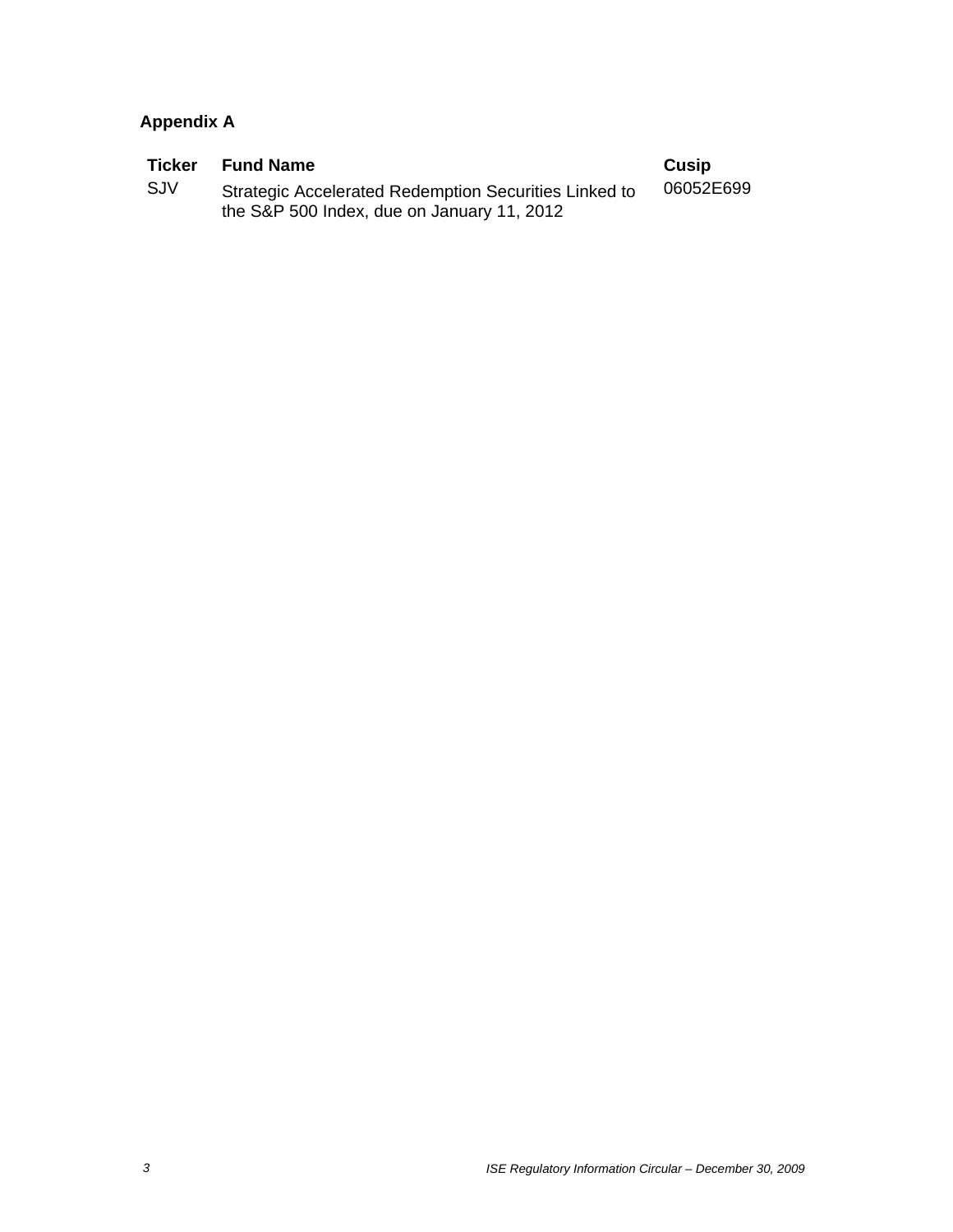## Appendix A

| Ticker | Fund Name | Cusip |
|---|---|---|
| SJV | Strategic Accelerated Redemption Securities Linked to the S&P 500 Index, due on January 11, 2012 | 06052E699 |